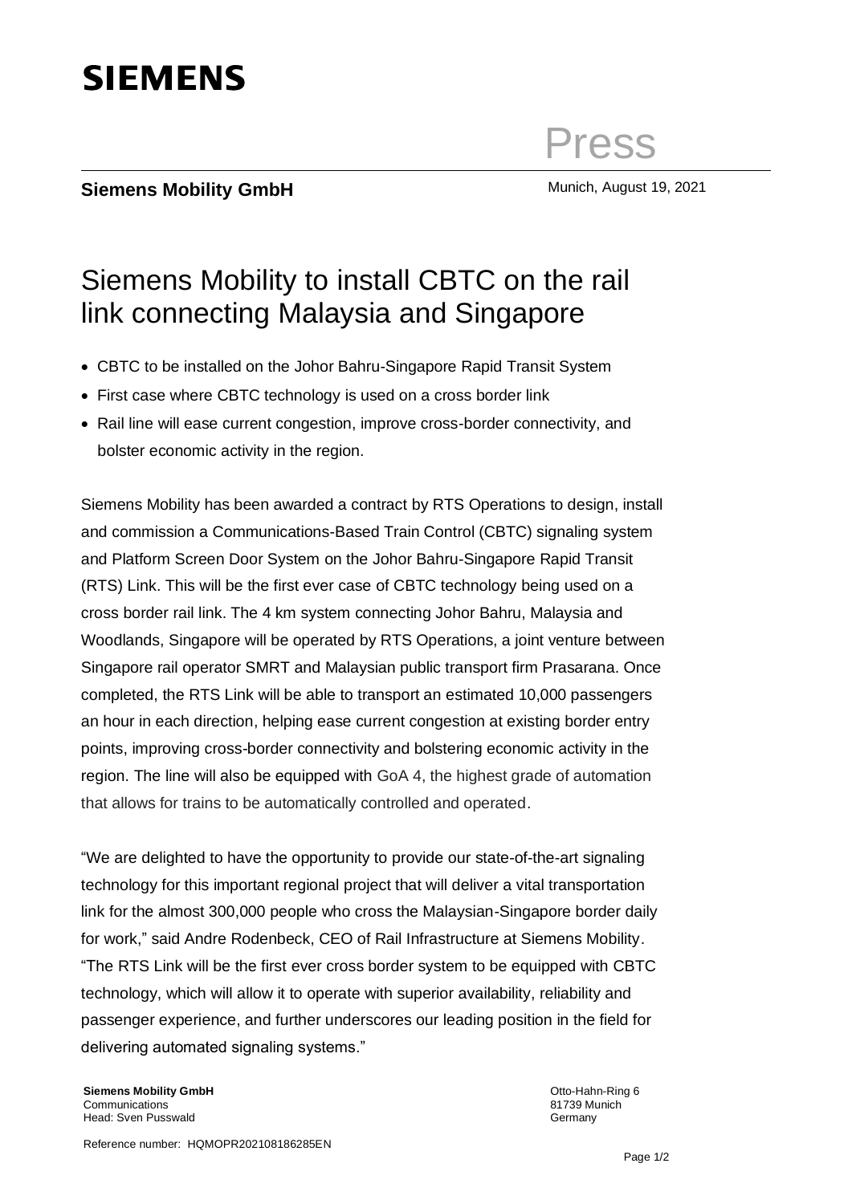**SIEMENS**

Press

**Siemens Mobility GmbH**

Munich, August 19, 2021

# Siemens Mobility to install CBTC on the rail link connecting Malaysia and Singapore

- CBTC to be installed on the Johor Bahru-Singapore Rapid Transit System
- First case where CBTC technology is used on a cross border link
- Rail line will ease current congestion, improve cross-border connectivity, and bolster economic activity in the region.

Siemens Mobility has been awarded a contract by RTS Operations to design, install and commission a Communications-Based Train Control (CBTC) signaling system and Platform Screen Door System on the Johor Bahru-Singapore Rapid Transit (RTS) Link. This will be the first ever case of CBTC technology being used on a cross border rail link. The 4 km system connecting Johor Bahru, Malaysia and Woodlands, Singapore will be operated by RTS Operations, a joint venture between Singapore rail operator SMRT and Malaysian public transport firm Prasarana. Once completed, the RTS Link will be able to transport an estimated 10,000 passengers an hour in each direction, helping ease current congestion at existing border entry points, improving cross-border connectivity and bolstering economic activity in the region. The line will also be equipped with GoA 4, the highest grade of automation that allows for trains to be automatically controlled and operated.

"We are delighted to have the opportunity to provide our state-of-the-art signaling technology for this important regional project that will deliver a vital transportation link for the almost 300,000 people who cross the Malaysian-Singapore border daily for work," said Andre Rodenbeck, CEO of Rail Infrastructure at Siemens Mobility. "The RTS Link will be the first ever cross border system to be equipped with CBTC technology, which will allow it to operate with superior availability, reliability and passenger experience, and further underscores our leading position in the field for delivering automated signaling systems."

**Siemens Mobility GmbH**
Communications
Head: Sven Pusswald

Otto-Hahn-Ring 6
81739 Munich
Germany

Reference number: HQMOPR202108186285EN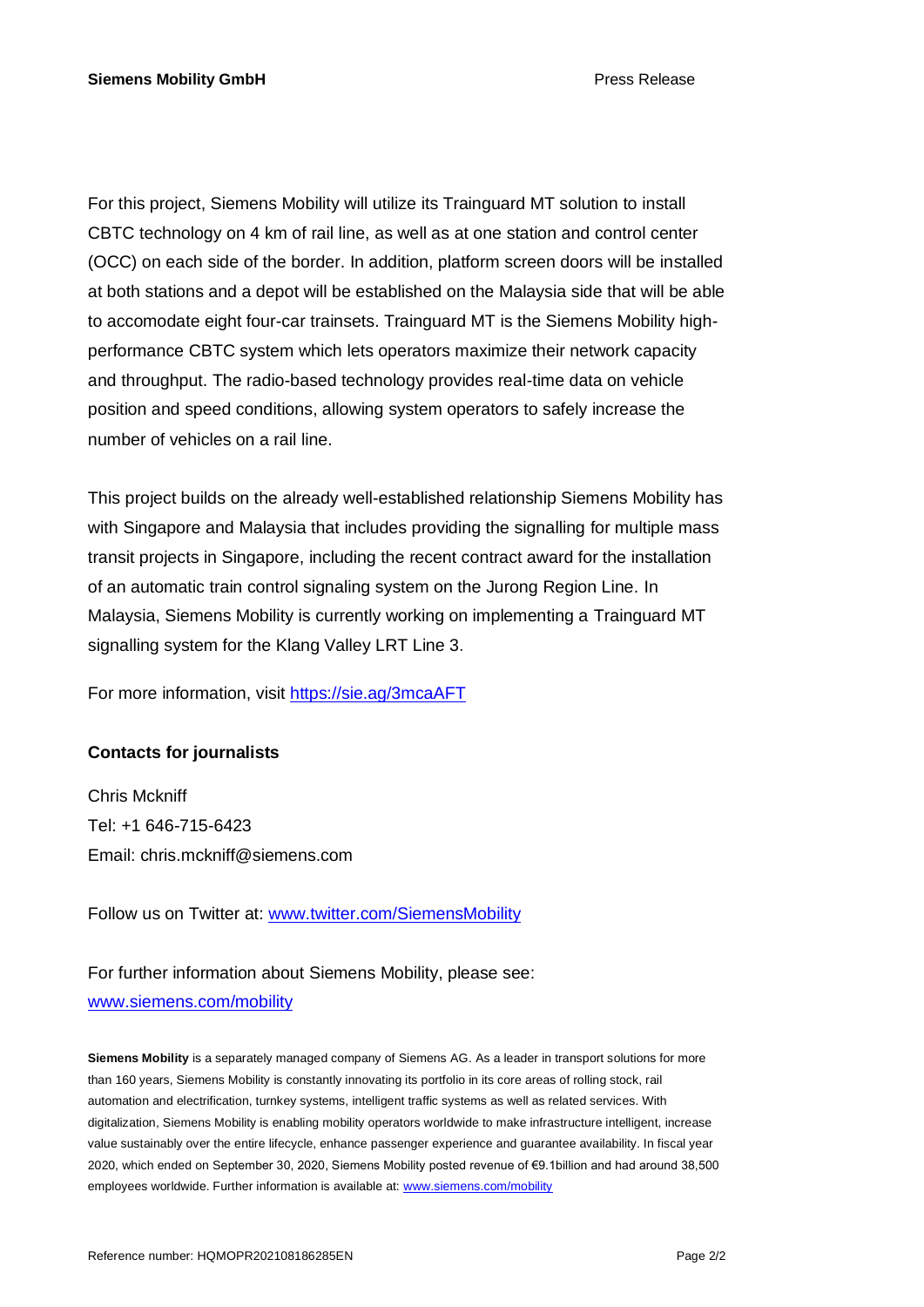For this project, Siemens Mobility will utilize its Trainguard MT solution to install CBTC technology on 4 km of rail line, as well as at one station and control center (OCC) on each side of the border. In addition, platform screen doors will be installed at both stations and a depot will be established on the Malaysia side that will be able to accomodate eight four-car trainsets. Trainguard MT is the Siemens Mobility high-performance CBTC system which lets operators maximize their network capacity and throughput. The radio-based technology provides real-time data on vehicle position and speed conditions, allowing system operators to safely increase the number of vehicles on a rail line.

This project builds on the already well-established relationship Siemens Mobility has with Singapore and Malaysia that includes providing the signalling for multiple mass transit projects in Singapore, including the recent contract award for the installation of an automatic train control signaling system on the Jurong Region Line. In Malaysia, Siemens Mobility is currently working on implementing a Trainguard MT signalling system for the Klang Valley LRT Line 3.

For more information, visit https://sie.ag/3mcaAFT

**Contacts for journalists**

Chris Mckniff
Tel: +1 646-715-6423
Email: chris.mckniff@siemens.com

Follow us on Twitter at: www.twitter.com/SiemensMobility

For further information about Siemens Mobility, please see:
www.siemens.com/mobility

**Siemens Mobility** is a separately managed company of Siemens AG. As a leader in transport solutions for more than 160 years, Siemens Mobility is constantly innovating its portfolio in its core areas of rolling stock, rail automation and electrification, turnkey systems, intelligent traffic systems as well as related services. With digitalization, Siemens Mobility is enabling mobility operators worldwide to make infrastructure intelligent, increase value sustainably over the entire lifecycle, enhance passenger experience and guarantee availability. In fiscal year 2020, which ended on September 30, 2020, Siemens Mobility posted revenue of €9.1billion and had around 38,500 employees worldwide. Further information is available at: www.siemens.com/mobility

Reference number: HQMOPR202108186285EN